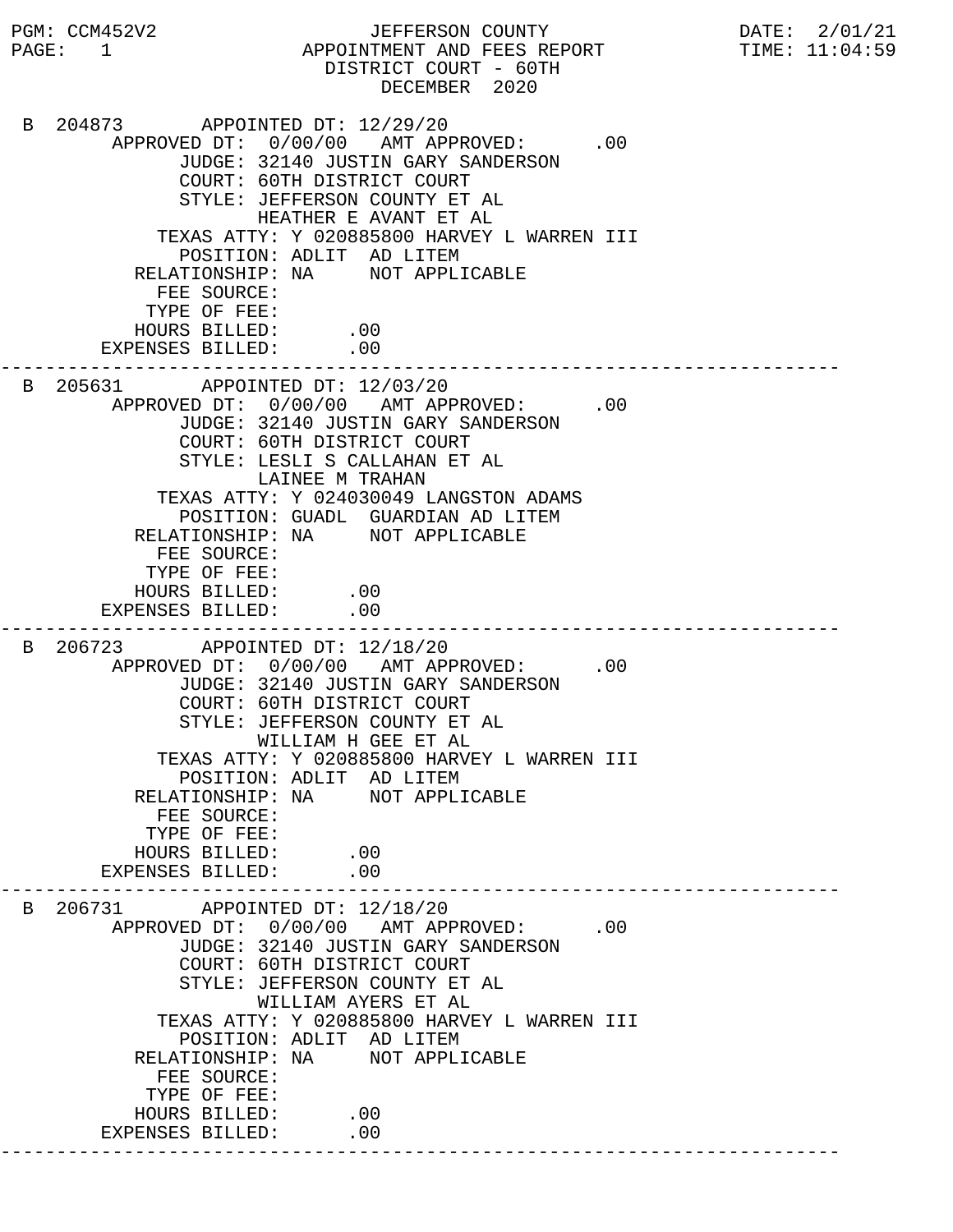PGM: CCM452V2 — JEFFERSON COUNTY — DATE: 2/01/21
PAGE: 1 — APPOINTMENT AND FEES REPORT — TIME: 11:04:59

# JEFFERSON COUNTY
## APPOINTMENT AND FEES REPORT
### DISTRICT COURT - 60TH
### DECEMBER 2020

```
 B 204873       APPOINTED DT: 12/29/20
        APPROVED DT:  0/00/00   AMT APPROVED:      .00
              JUDGE: 32140 JUSTIN GARY SANDERSON
              COURT: 60TH DISTRICT COURT
              STYLE: JEFFERSON COUNTY ET AL
                     HEATHER E AVANT ET AL
            TEXAS ATTY: Y 020885800 HARVEY L WARREN III
              POSITION: ADLIT  AD LITEM
          RELATIONSHIP: NA     NOT APPLICABLE
            FEE SOURCE:
           TYPE OF FEE:
          HOURS BILLED:      .00
       EXPENSES BILLED:      .00
------------------------------------------------------------------------------
 B 205631       APPOINTED DT: 12/03/20
        APPROVED DT:  0/00/00   AMT APPROVED:      .00
              JUDGE: 32140 JUSTIN GARY SANDERSON
              COURT: 60TH DISTRICT COURT
              STYLE: LESLI S CALLAHAN ET AL
                     LAINEE M TRAHAN
            TEXAS ATTY: Y 024030049 LANGSTON ADAMS
              POSITION: GUADL  GUARDIAN AD LITEM
          RELATIONSHIP: NA     NOT APPLICABLE
            FEE SOURCE:
           TYPE OF FEE:
          HOURS BILLED:      .00
       EXPENSES BILLED:      .00
------------------------------------------------------------------------------
 B 206723       APPOINTED DT: 12/18/20
        APPROVED DT:  0/00/00   AMT APPROVED:      .00
              JUDGE: 32140 JUSTIN GARY SANDERSON
              COURT: 60TH DISTRICT COURT
              STYLE: JEFFERSON COUNTY ET AL
                     WILLIAM H GEE ET AL
            TEXAS ATTY: Y 020885800 HARVEY L WARREN III
              POSITION: ADLIT  AD LITEM
          RELATIONSHIP: NA     NOT APPLICABLE
            FEE SOURCE:
           TYPE OF FEE:
          HOURS BILLED:      .00
       EXPENSES BILLED:      .00
------------------------------------------------------------------------------
 B 206731       APPOINTED DT: 12/18/20
        APPROVED DT:  0/00/00   AMT APPROVED:      .00
              JUDGE: 32140 JUSTIN GARY SANDERSON
              COURT: 60TH DISTRICT COURT
              STYLE: JEFFERSON COUNTY ET AL
                     WILLIAM AYERS ET AL
            TEXAS ATTY: Y 020885800 HARVEY L WARREN III
              POSITION: ADLIT  AD LITEM
          RELATIONSHIP: NA     NOT APPLICABLE
            FEE SOURCE:
           TYPE OF FEE:
          HOURS BILLED:      .00
       EXPENSES BILLED:      .00
------------------------------------------------------------------------------
```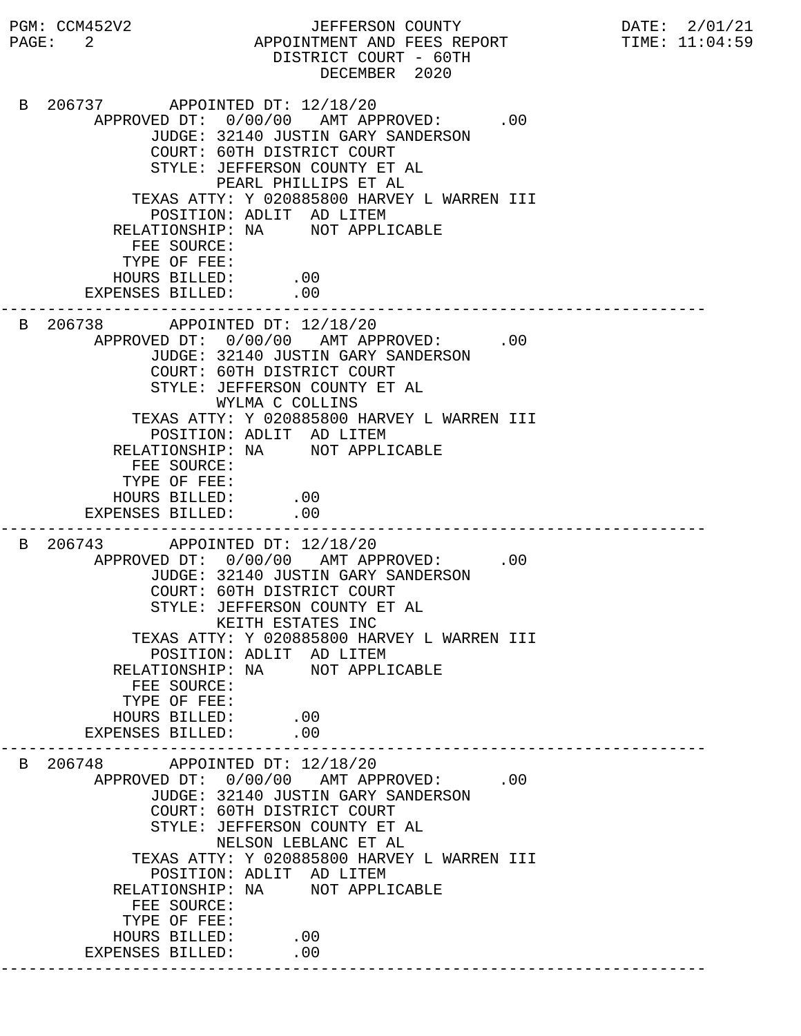JEFFERSON COUNTY
APPOINTMENT AND FEES REPORT
DISTRICT COURT - 60TH
DECEMBER 2020

```
B 206737       APPOINTED DT: 12/18/20
       APPROVED DT:  0/00/00   AMT APPROVED:      .00
             JUDGE: 32140 JUSTIN GARY SANDERSON
             COURT: 60TH DISTRICT COURT
             STYLE: JEFFERSON COUNTY ET AL
                    PEARL PHILLIPS ET AL
           TEXAS ATTY: Y 020885800 HARVEY L WARREN III
             POSITION: ADLIT  AD LITEM
         RELATIONSHIP: NA     NOT APPLICABLE
           FEE SOURCE:
          TYPE OF FEE:
         HOURS BILLED:      .00
      EXPENSES BILLED:      .00
---------------------------------------------------------------------------
B 206738       APPOINTED DT: 12/18/20
       APPROVED DT:  0/00/00   AMT APPROVED:      .00
             JUDGE: 32140 JUSTIN GARY SANDERSON
             COURT: 60TH DISTRICT COURT
             STYLE: JEFFERSON COUNTY ET AL
                    WYLMA C COLLINS
           TEXAS ATTY: Y 020885800 HARVEY L WARREN III
             POSITION: ADLIT  AD LITEM
         RELATIONSHIP: NA     NOT APPLICABLE
           FEE SOURCE:
          TYPE OF FEE:
         HOURS BILLED:      .00
      EXPENSES BILLED:      .00
---------------------------------------------------------------------------
B 206743       APPOINTED DT: 12/18/20
       APPROVED DT:  0/00/00   AMT APPROVED:      .00
             JUDGE: 32140 JUSTIN GARY SANDERSON
             COURT: 60TH DISTRICT COURT
             STYLE: JEFFERSON COUNTY ET AL
                    KEITH ESTATES INC
           TEXAS ATTY: Y 020885800 HARVEY L WARREN III
             POSITION: ADLIT  AD LITEM
         RELATIONSHIP: NA     NOT APPLICABLE
           FEE SOURCE:
          TYPE OF FEE:
         HOURS BILLED:      .00
      EXPENSES BILLED:      .00
---------------------------------------------------------------------------
B 206748       APPOINTED DT: 12/18/20
       APPROVED DT:  0/00/00   AMT APPROVED:      .00
             JUDGE: 32140 JUSTIN GARY SANDERSON
             COURT: 60TH DISTRICT COURT
             STYLE: JEFFERSON COUNTY ET AL
                    NELSON LEBLANC ET AL
           TEXAS ATTY: Y 020885800 HARVEY L WARREN III
             POSITION: ADLIT  AD LITEM
         RELATIONSHIP: NA     NOT APPLICABLE
           FEE SOURCE:
          TYPE OF FEE:
         HOURS BILLED:      .00
      EXPENSES BILLED:      .00
---------------------------------------------------------------------------
```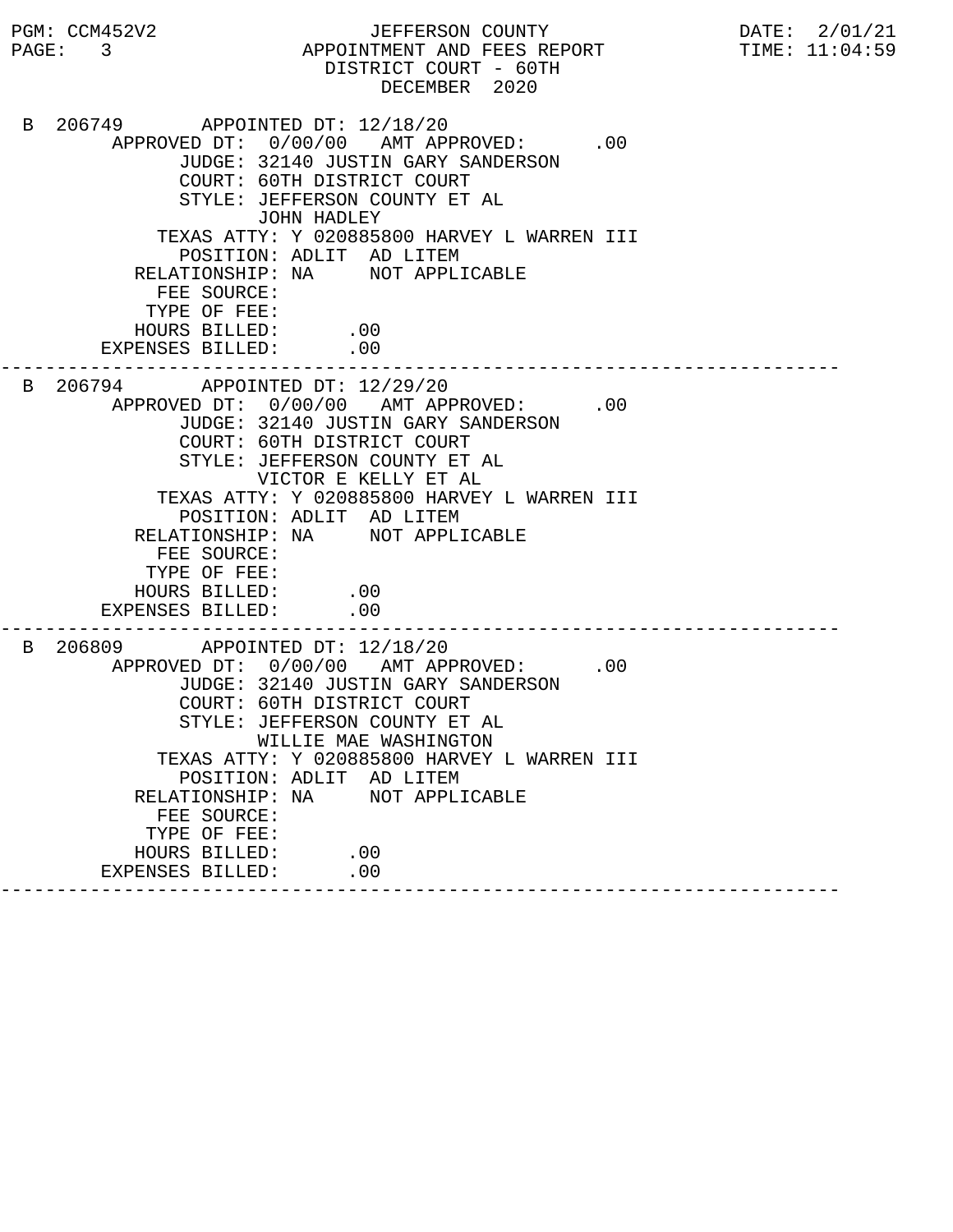```
B 206749       APPOINTED DT: 12/18/20
        APPROVED DT:  0/00/00   AMT APPROVED:      .00
              JUDGE: 32140 JUSTIN GARY SANDERSON
              COURT: 60TH DISTRICT COURT
              STYLE: JEFFERSON COUNTY ET AL
                     JOHN HADLEY
            TEXAS ATTY: Y 020885800 HARVEY L WARREN III
              POSITION: ADLIT  AD LITEM
          RELATIONSHIP: NA     NOT APPLICABLE
            FEE SOURCE:
           TYPE OF FEE:
          HOURS BILLED:      .00
       EXPENSES BILLED:      .00
---------------------------------------------------------------------------
B 206794       APPOINTED DT: 12/29/20
        APPROVED DT:  0/00/00   AMT APPROVED:      .00
              JUDGE: 32140 JUSTIN GARY SANDERSON
              COURT: 60TH DISTRICT COURT
              STYLE: JEFFERSON COUNTY ET AL
                     VICTOR E KELLY ET AL
            TEXAS ATTY: Y 020885800 HARVEY L WARREN III
              POSITION: ADLIT  AD LITEM
          RELATIONSHIP: NA     NOT APPLICABLE
            FEE SOURCE:
           TYPE OF FEE:
          HOURS BILLED:      .00
       EXPENSES BILLED:      .00
---------------------------------------------------------------------------
B 206809       APPOINTED DT: 12/18/20
        APPROVED DT:  0/00/00   AMT APPROVED:      .00
              JUDGE: 32140 JUSTIN GARY SANDERSON
              COURT: 60TH DISTRICT COURT
              STYLE: JEFFERSON COUNTY ET AL
                     WILLIE MAE WASHINGTON
            TEXAS ATTY: Y 020885800 HARVEY L WARREN III
              POSITION: ADLIT  AD LITEM
          RELATIONSHIP: NA     NOT APPLICABLE
            FEE SOURCE:
           TYPE OF FEE:
          HOURS BILLED:      .00
       EXPENSES BILLED:      .00
---------------------------------------------------------------------------
```